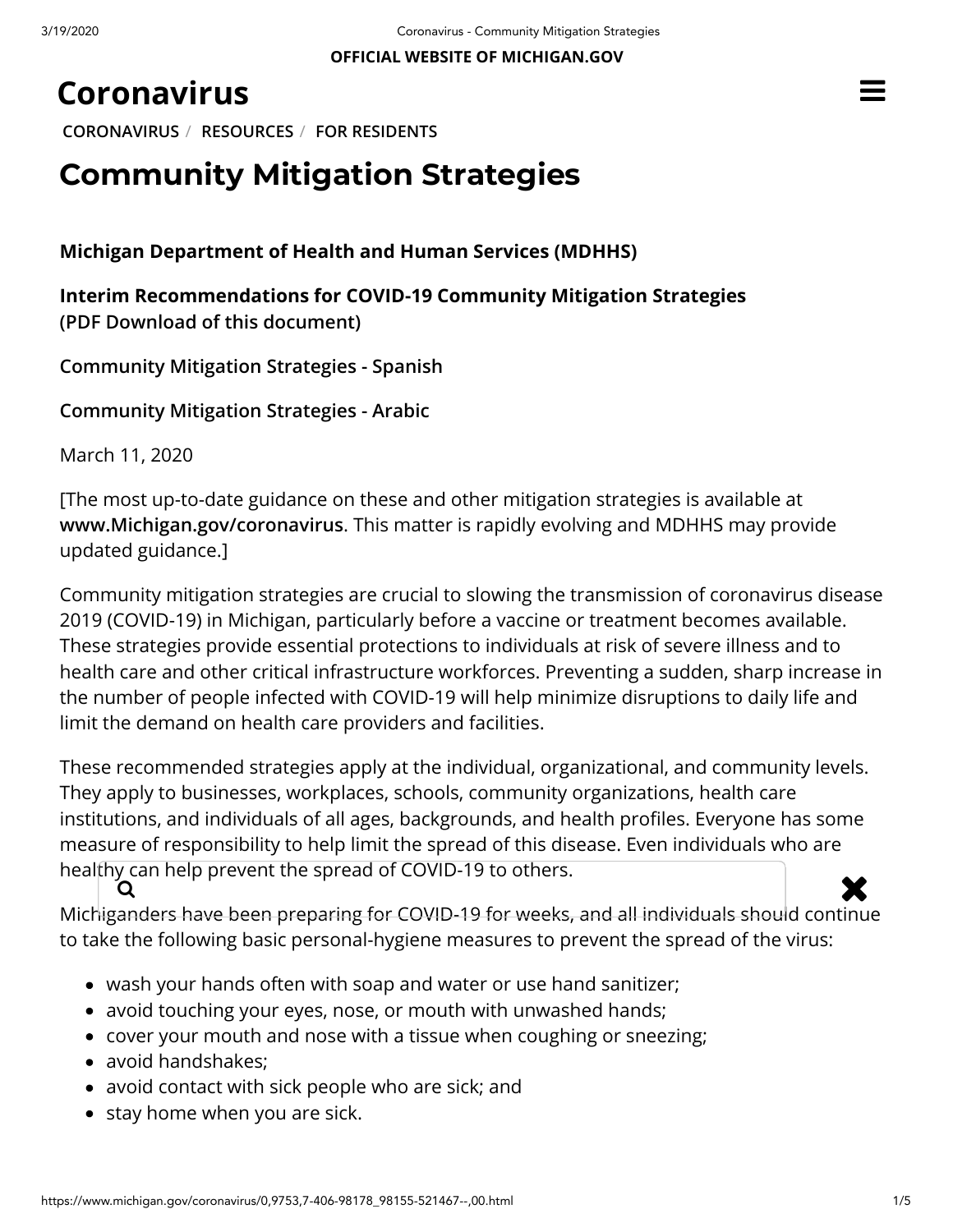OFFICIAL WEBSITE OF MICHIGAN.GOV

# Coronavirus

CORONAVIRUS / RESOURCES / FOR RESIDENTS

# Community Mitigation Strategies

**Michigan Department of Health and Human Services (MDHHS)**

**Interim Recommendations for COVID-19 Community Mitigation Strategies**
**(PDF Download of this document)**

**Community Mitigation Strategies - Spanish**

**Community Mitigation Strategies - Arabic**

March 11, 2020

[The most up-to-date guidance on these and other mitigation strategies is available at **www.Michigan.gov/coronavirus**. This matter is rapidly evolving and MDHHS may provide updated guidance.]

Community mitigation strategies are crucial to slowing the transmission of coronavirus disease 2019 (COVID-19) in Michigan, particularly before a vaccine or treatment becomes available. These strategies provide essential protections to individuals at risk of severe illness and to health care and other critical infrastructure workforces. Preventing a sudden, sharp increase in the number of people infected with COVID-19 will help minimize disruptions to daily life and limit the demand on health care providers and facilities.

These recommended strategies apply at the individual, organizational, and community levels. They apply to businesses, workplaces, schools, community organizations, health care institutions, and individuals of all ages, backgrounds, and health profiles. Everyone has some measure of responsibility to help limit the spread of this disease. Even individuals who are healthy can help prevent the spread of COVID-19 to others.

Michiganders have been preparing for COVID-19 for weeks, and all individuals should continue to take the following basic personal-hygiene measures to prevent the spread of the virus:

- wash your hands often with soap and water or use hand sanitizer;
- avoid touching your eyes, nose, or mouth with unwashed hands;
- cover your mouth and nose with a tissue when coughing or sneezing;
- avoid handshakes;
- avoid contact with sick people who are sick; and
- stay home when you are sick.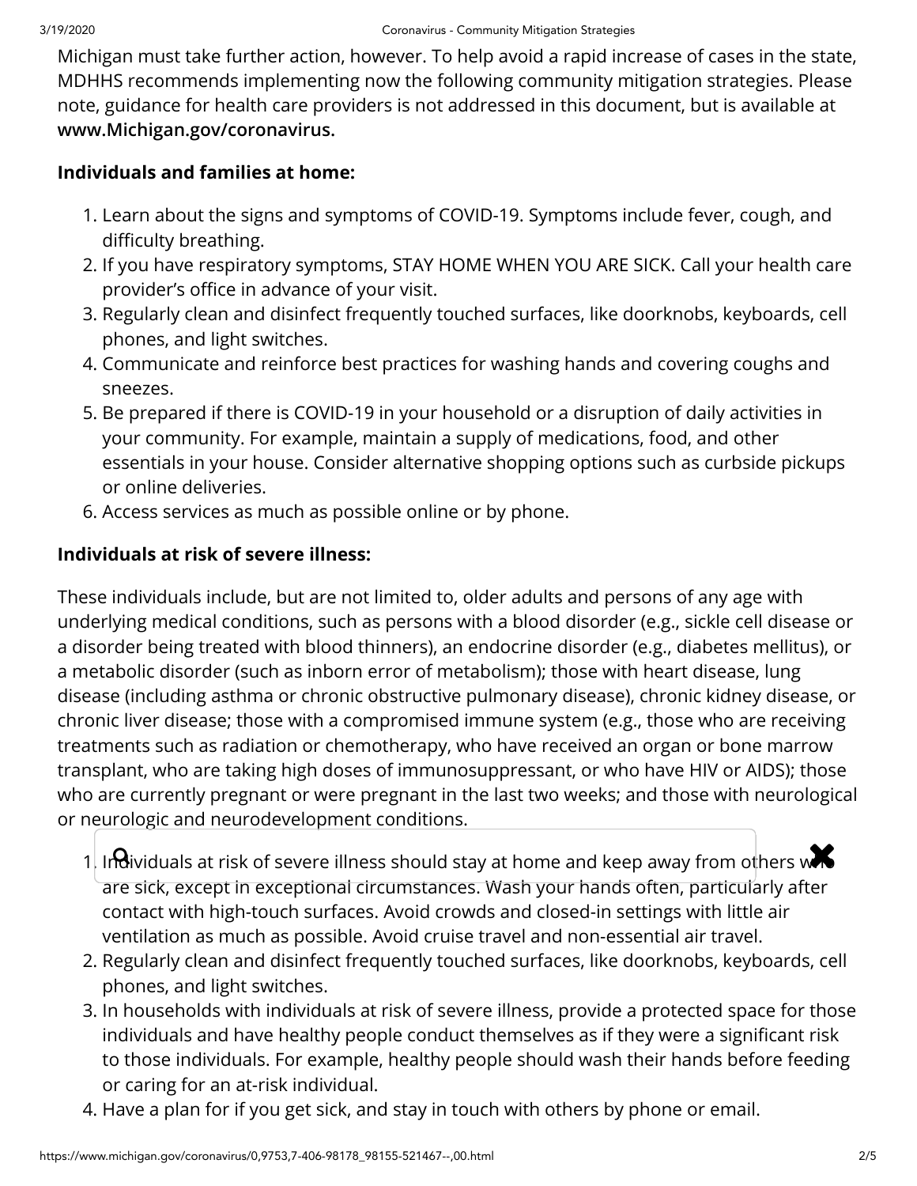Michigan must take further action, however. To help avoid a rapid increase of cases in the state, MDHHS recommends implementing now the following community mitigation strategies. Please note, guidance for health care providers is not addressed in this document, but is available at **www.Michigan.gov/coronavirus.**

**Individuals and families at home:**

1. Learn about the signs and symptoms of COVID-19. Symptoms include fever, cough, and difficulty breathing.
2. If you have respiratory symptoms, STAY HOME WHEN YOU ARE SICK. Call your health care provider's office in advance of your visit.
3. Regularly clean and disinfect frequently touched surfaces, like doorknobs, keyboards, cell phones, and light switches.
4. Communicate and reinforce best practices for washing hands and covering coughs and sneezes.
5. Be prepared if there is COVID-19 in your household or a disruption of daily activities in your community. For example, maintain a supply of medications, food, and other essentials in your house. Consider alternative shopping options such as curbside pickups or online deliveries.
6. Access services as much as possible online or by phone.

**Individuals at risk of severe illness:**

These individuals include, but are not limited to, older adults and persons of any age with underlying medical conditions, such as persons with a blood disorder (e.g., sickle cell disease or a disorder being treated with blood thinners), an endocrine disorder (e.g., diabetes mellitus), or a metabolic disorder (such as inborn error of metabolism); those with heart disease, lung disease (including asthma or chronic obstructive pulmonary disease), chronic kidney disease, or chronic liver disease; those with a compromised immune system (e.g., those who are receiving treatments such as radiation or chemotherapy, who have received an organ or bone marrow transplant, who are taking high doses of immunosuppressant, or who have HIV or AIDS); those who are currently pregnant or were pregnant in the last two weeks; and those with neurological or neurologic and neurodevelopment conditions.

1. Individuals at risk of severe illness should stay at home and keep away from others who are sick, except in exceptional circumstances. Wash your hands often, particularly after contact with high-touch surfaces. Avoid crowds and closed-in settings with little air ventilation as much as possible. Avoid cruise travel and non-essential air travel.
2. Regularly clean and disinfect frequently touched surfaces, like doorknobs, keyboards, cell phones, and light switches.
3. In households with individuals at risk of severe illness, provide a protected space for those individuals and have healthy people conduct themselves as if they were a significant risk to those individuals. For example, healthy people should wash their hands before feeding or caring for an at-risk individual.
4. Have a plan for if you get sick, and stay in touch with others by phone or email.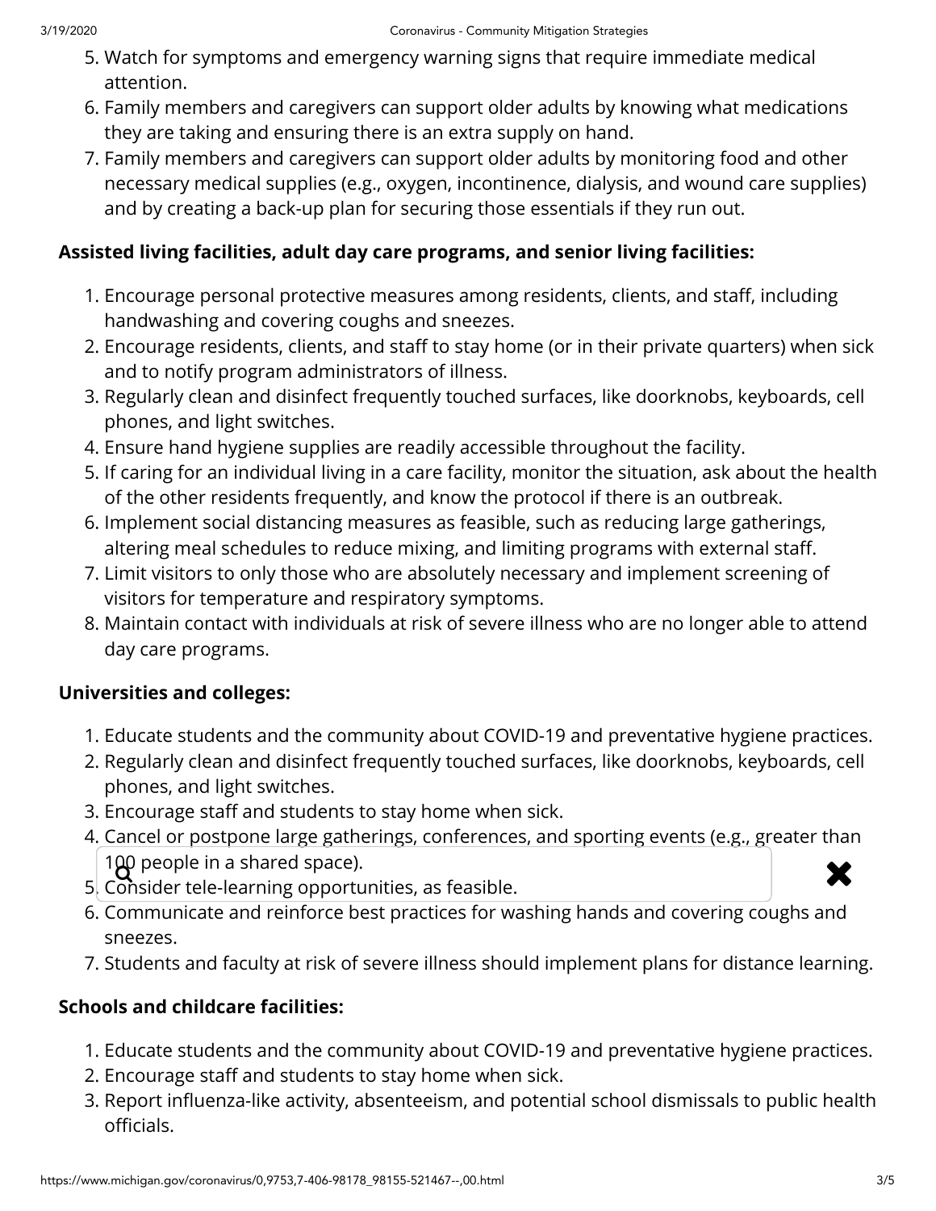5. Watch for symptoms and emergency warning signs that require immediate medical attention.
6. Family members and caregivers can support older adults by knowing what medications they are taking and ensuring there is an extra supply on hand.
7. Family members and caregivers can support older adults by monitoring food and other necessary medical supplies (e.g., oxygen, incontinence, dialysis, and wound care supplies) and by creating a back-up plan for securing those essentials if they run out.

**Assisted living facilities, adult day care programs, and senior living facilities:**

1. Encourage personal protective measures among residents, clients, and staff, including handwashing and covering coughs and sneezes.
2. Encourage residents, clients, and staff to stay home (or in their private quarters) when sick and to notify program administrators of illness.
3. Regularly clean and disinfect frequently touched surfaces, like doorknobs, keyboards, cell phones, and light switches.
4. Ensure hand hygiene supplies are readily accessible throughout the facility.
5. If caring for an individual living in a care facility, monitor the situation, ask about the health of the other residents frequently, and know the protocol if there is an outbreak.
6. Implement social distancing measures as feasible, such as reducing large gatherings, altering meal schedules to reduce mixing, and limiting programs with external staff.
7. Limit visitors to only those who are absolutely necessary and implement screening of visitors for temperature and respiratory symptoms.
8. Maintain contact with individuals at risk of severe illness who are no longer able to attend day care programs.

**Universities and colleges:**

1. Educate students and the community about COVID-19 and preventative hygiene practices.
2. Regularly clean and disinfect frequently touched surfaces, like doorknobs, keyboards, cell phones, and light switches.
3. Encourage staff and students to stay home when sick.
4. Cancel or postpone large gatherings, conferences, and sporting events (e.g., greater than 100 people in a shared space).
5. Consider tele-learning opportunities, as feasible.
6. Communicate and reinforce best practices for washing hands and covering coughs and sneezes.
7. Students and faculty at risk of severe illness should implement plans for distance learning.

**Schools and childcare facilities:**

1. Educate students and the community about COVID-19 and preventative hygiene practices.
2. Encourage staff and students to stay home when sick.
3. Report influenza-like activity, absenteeism, and potential school dismissals to public health officials.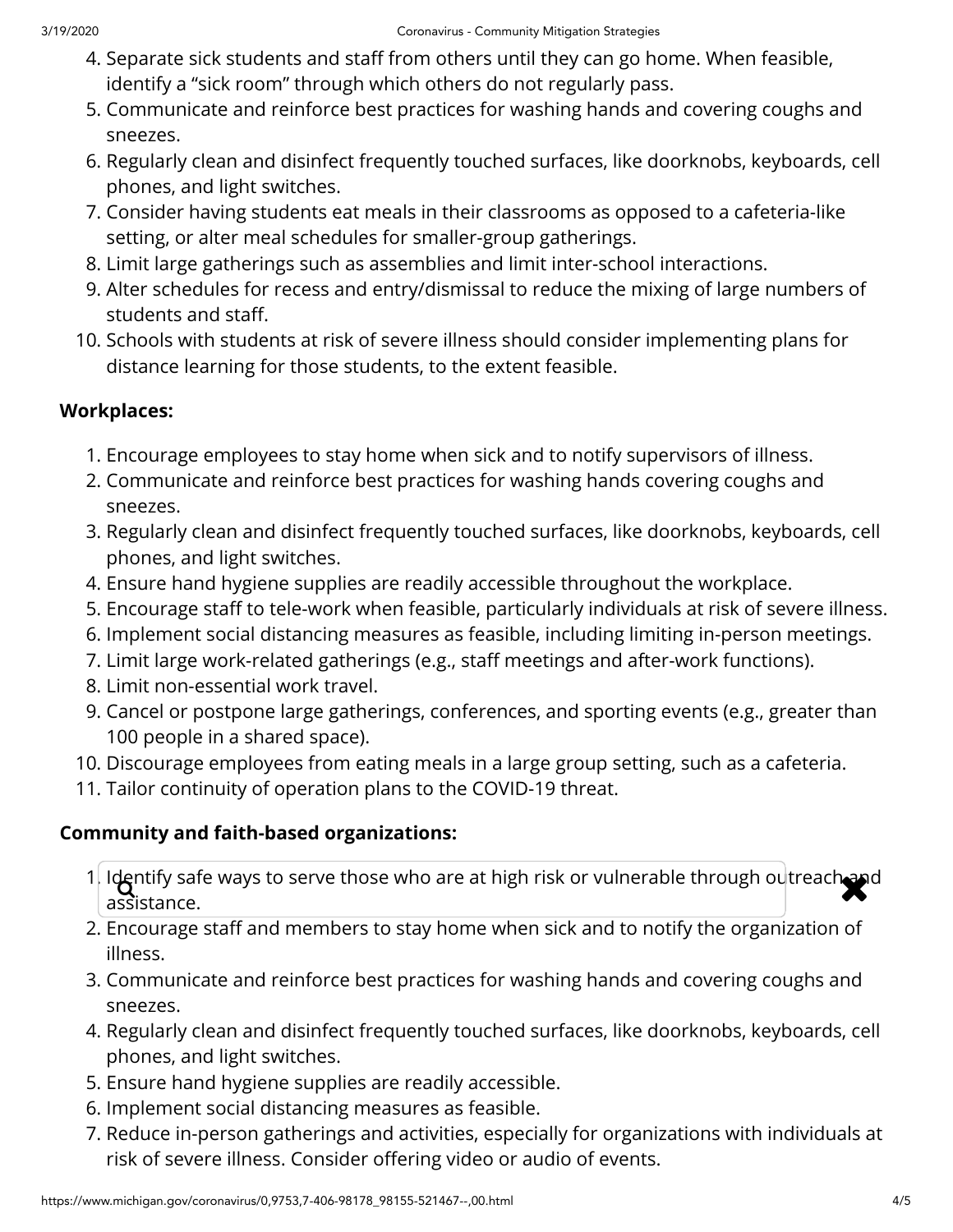4. Separate sick students and staff from others until they can go home. When feasible, identify a "sick room" through which others do not regularly pass.
5. Communicate and reinforce best practices for washing hands and covering coughs and sneezes.
6. Regularly clean and disinfect frequently touched surfaces, like doorknobs, keyboards, cell phones, and light switches.
7. Consider having students eat meals in their classrooms as opposed to a cafeteria-like setting, or alter meal schedules for smaller-group gatherings.
8. Limit large gatherings such as assemblies and limit inter-school interactions.
9. Alter schedules for recess and entry/dismissal to reduce the mixing of large numbers of students and staff.
10. Schools with students at risk of severe illness should consider implementing plans for distance learning for those students, to the extent feasible.

**Workplaces:**

1. Encourage employees to stay home when sick and to notify supervisors of illness.
2. Communicate and reinforce best practices for washing hands covering coughs and sneezes.
3. Regularly clean and disinfect frequently touched surfaces, like doorknobs, keyboards, cell phones, and light switches.
4. Ensure hand hygiene supplies are readily accessible throughout the workplace.
5. Encourage staff to tele-work when feasible, particularly individuals at risk of severe illness.
6. Implement social distancing measures as feasible, including limiting in-person meetings.
7. Limit large work-related gatherings (e.g., staff meetings and after-work functions).
8. Limit non-essential work travel.
9. Cancel or postpone large gatherings, conferences, and sporting events (e.g., greater than 100 people in a shared space).
10. Discourage employees from eating meals in a large group setting, such as a cafeteria.
11. Tailor continuity of operation plans to the COVID-19 threat.

**Community and faith-based organizations:**

1. Identify safe ways to serve those who are at high risk or vulnerable through outreach and assistance.
2. Encourage staff and members to stay home when sick and to notify the organization of illness.
3. Communicate and reinforce best practices for washing hands and covering coughs and sneezes.
4. Regularly clean and disinfect frequently touched surfaces, like doorknobs, keyboards, cell phones, and light switches.
5. Ensure hand hygiene supplies are readily accessible.
6. Implement social distancing measures as feasible.
7. Reduce in-person gatherings and activities, especially for organizations with individuals at risk of severe illness. Consider offering video or audio of events.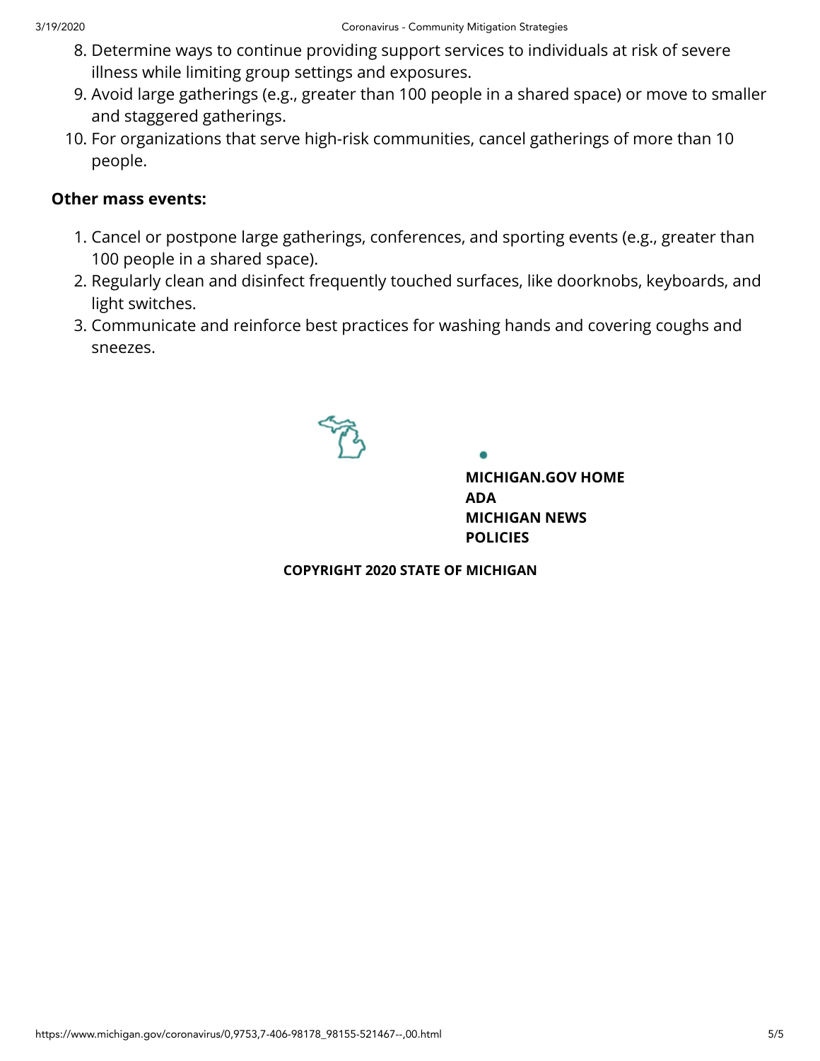8. Determine ways to continue providing support services to individuals at risk of severe illness while limiting group settings and exposures.
9. Avoid large gatherings (e.g., greater than 100 people in a shared space) or move to smaller and staggered gatherings.
10. For organizations that serve high-risk communities, cancel gatherings of more than 10 people.

**Other mass events:**

1. Cancel or postpone large gatherings, conferences, and sporting events (e.g., greater than 100 people in a shared space).
2. Regularly clean and disinfect frequently touched surfaces, like doorknobs, keyboards, and light switches.
3. Communicate and reinforce best practices for washing hands and covering coughs and sneezes.

**MICHIGAN.GOV HOME**
**ADA**
**MICHIGAN NEWS**
**POLICIES**

**COPYRIGHT 2020 STATE OF MICHIGAN**